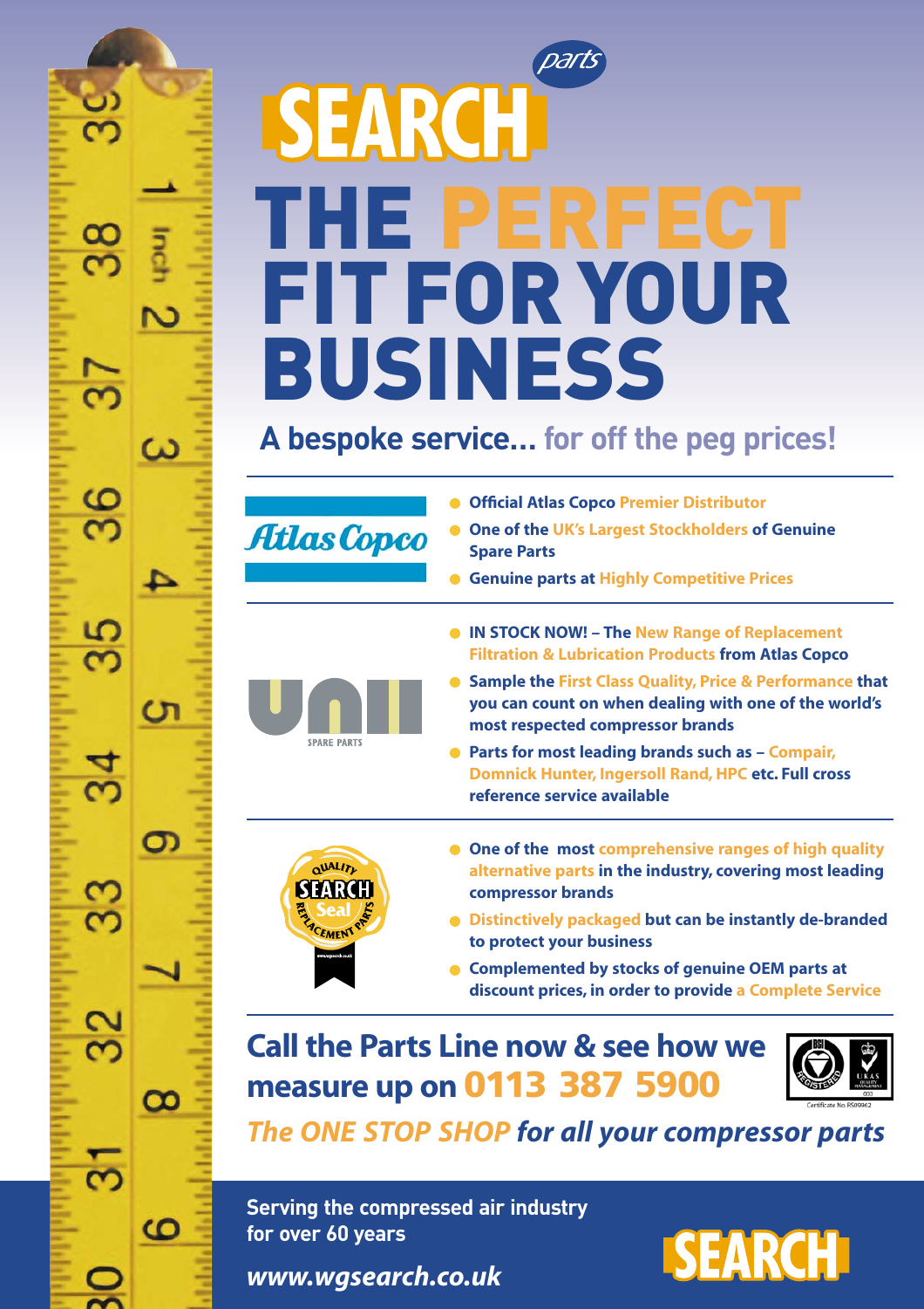# SEARCH parts

# THE PERFECT FIT FOR YOUR BUSINESS

## A bespoke service... for off the peg prices!

**Atlas Copco**

- **Official Atlas Copco Premier Distributor**
- **One of the UK's Largest Stockholders of Genuine Spare Parts**
- **Genuine parts at Highly Competitive Prices**

**UNI SPARE PARTS**

- **IN STOCK NOW! – The New Range of Replacement Filtration & Lubrication Products from Atlas Copco**
- **Sample the First Class Quality, Price & Performance that you can count on when dealing with one of the world's most respected compressor brands**
- **Parts for most leading brands such as – Compair, Domnick Hunter, Ingersoll Rand, HPC etc. Full cross reference service available**

**QUALITY SEARCH Seal REPLACEMENT PARTS**

- **One of the most comprehensive ranges of high quality alternative parts in the industry, covering most leading compressor brands**
- **Distinctively packaged but can be instantly de-branded to protect your business**
- **Complemented by stocks of genuine OEM parts at discount prices, in order to provide a Complete Service**

## Call the Parts Line now & see how we measure up on 0113 387 5900

Certificate No. RS09962

***The ONE STOP SHOP for all your compressor parts***

**Serving the compressed air industry for over 60 years**

***www.wgsearch.co.uk***

SEARCH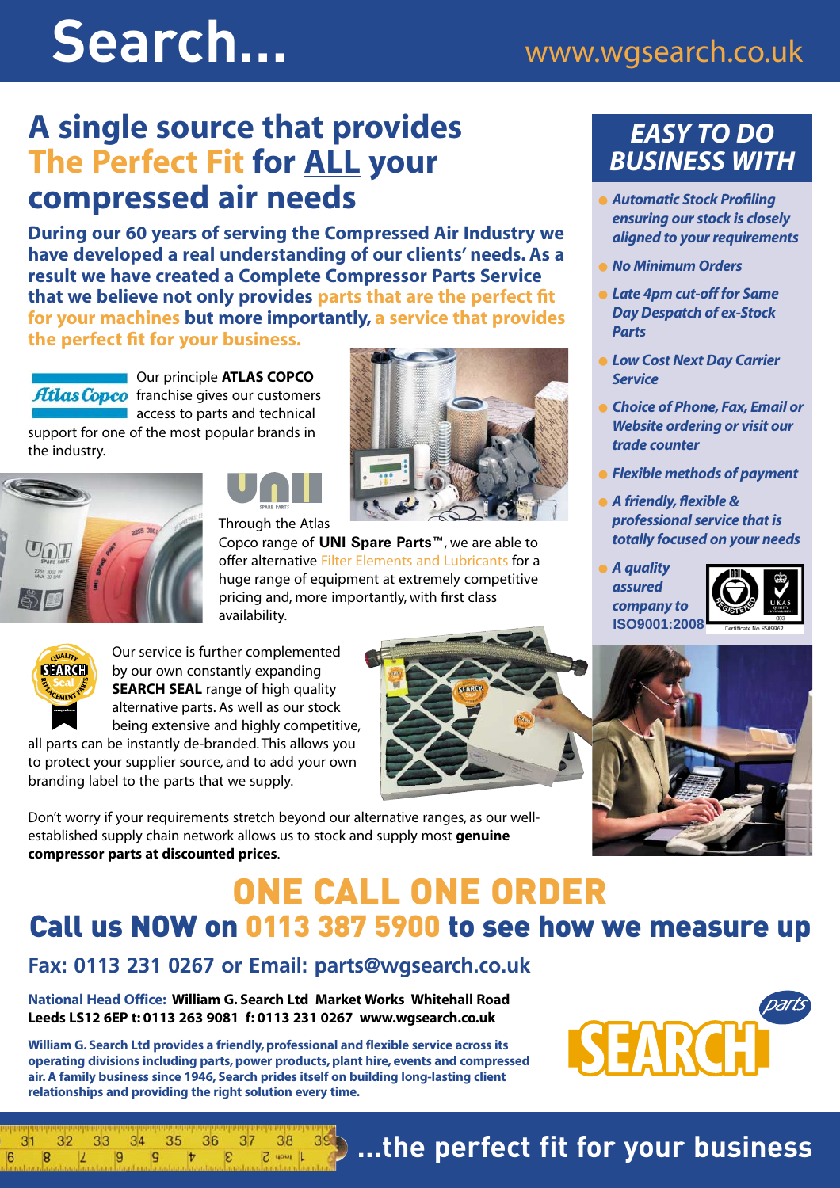# Search...

www.wgsearch.co.uk

## A single source that provides The Perfect Fit for ALL your compressed air needs

**During our 60 years of serving the Compressed Air Industry we have developed a real understanding of our clients' needs. As a result we have created a Complete Compressor Parts Service that we believe not only provides parts that are the perfect fit for your machines but more importantly, a service that provides the perfect fit for your business.**

Our principle **ATLAS COPCO** franchise gives our customers access to parts and technical support for one of the most popular brands in the industry.

Through the Atlas Copco range of **UNI Spare Parts™**, we are able to offer alternative Filter Elements and Lubricants for a huge range of equipment at extremely competitive pricing and, more importantly, with first class availability.

Our service is further complemented by our own constantly expanding **SEARCH SEAL** range of high quality alternative parts. As well as our stock being extensive and highly competitive, all parts can be instantly de-branded. This allows you to protect your supplier source, and to add your own branding label to the parts that we supply.

Don't worry if your requirements stretch beyond our alternative ranges, as our well-established supply chain network allows us to stock and supply most **genuine compressor parts at discounted prices**.

## EASY TO DO BUSINESS WITH

- *Automatic Stock Profiling ensuring our stock is closely aligned to your requirements*
- *No Minimum Orders*
- *Late 4pm cut-off for Same Day Despatch of ex-Stock Parts*
- *Low Cost Next Day Carrier Service*
- *Choice of Phone, Fax, Email or Website ordering or visit our trade counter*
- *Flexible methods of payment*
- *A friendly, flexible & professional service that is totally focused on your needs*
- *A quality assured company to* **ISO9001:2008**

Certificate No. RS09962

## ONE CALL ONE ORDER

## Call us NOW on 0113 387 5900 to see how we measure up

### Fax: 0113 231 0267 or Email: parts@wgsearch.co.uk

**National Head Office: William G. Search Ltd Market Works Whitehall Road Leeds LS12 6EP t: 0113 263 9081 f: 0113 231 0267 www.wgsearch.co.uk**

**William G. Search Ltd provides a friendly, professional and flexible service across its operating divisions including parts, power products, plant hire, events and compressed air. A family business since 1946, Search prides itself on building long-lasting client relationships and providing the right solution every time.**

SEARCH parts

**...the perfect fit for your business**